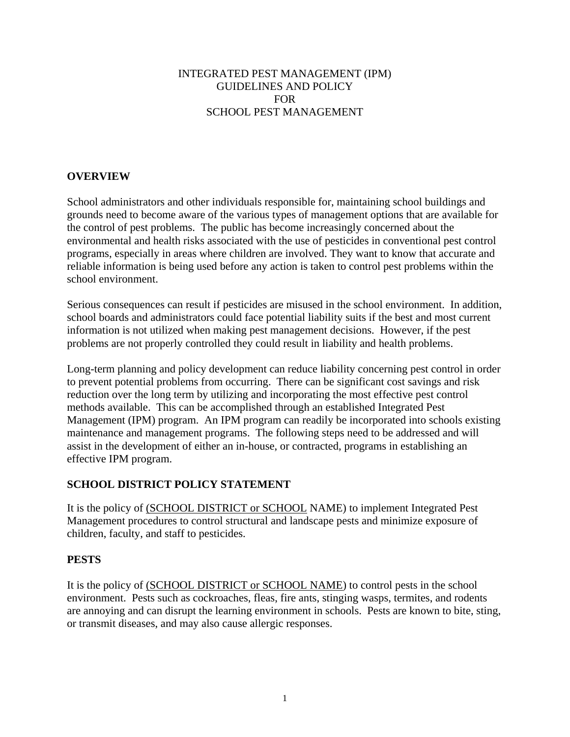# INTEGRATED PEST MANAGEMENT (IPM) GUIDELINES AND POLICY FOR SCHOOL PEST MANAGEMENT

## OVERVIEW

School administrators and other individuals responsible for, maintaining school buildings and grounds need to become aware of the various types of management options that are available for the control of pest problems. The public has become increasingly concerned about the environmental and health risks associated with the use of pesticides in conventional pest control programs, especially in areas where children are involved. They want to know that accurate and reliable information is being used before any action is taken to control pest problems within the school environment.

Serious consequences can result if pesticides are misused in the school environment. In addition, school boards and administrators could face potential liability suits if the best and most current information is not utilized when making pest management decisions. However, if the pest problems are not properly controlled they could result in liability and health problems.

Long-term planning and policy development can reduce liability concerning pest control in order to prevent potential problems from occurring. There can be significant cost savings and risk reduction over the long term by utilizing and incorporating the most effective pest control methods available. This can be accomplished through an established Integrated Pest Management (IPM) program. An IPM program can readily be incorporated into schools existing maintenance and management programs. The following steps need to be addressed and will assist in the development of either an in-house, or contracted, programs in establishing an effective IPM program.

## SCHOOL DISTRICT POLICY STATEMENT

It is the policy of (SCHOOL DISTRICT or SCHOOL NAME) to implement Integrated Pest Management procedures to control structural and landscape pests and minimize exposure of children, faculty, and staff to pesticides.

## PESTS

It is the policy of (SCHOOL DISTRICT or SCHOOL NAME) to control pests in the school environment. Pests such as cockroaches, fleas, fire ants, stinging wasps, termites, and rodents are annoying and can disrupt the learning environment in schools. Pests are known to bite, sting, or transmit diseases, and may also cause allergic responses.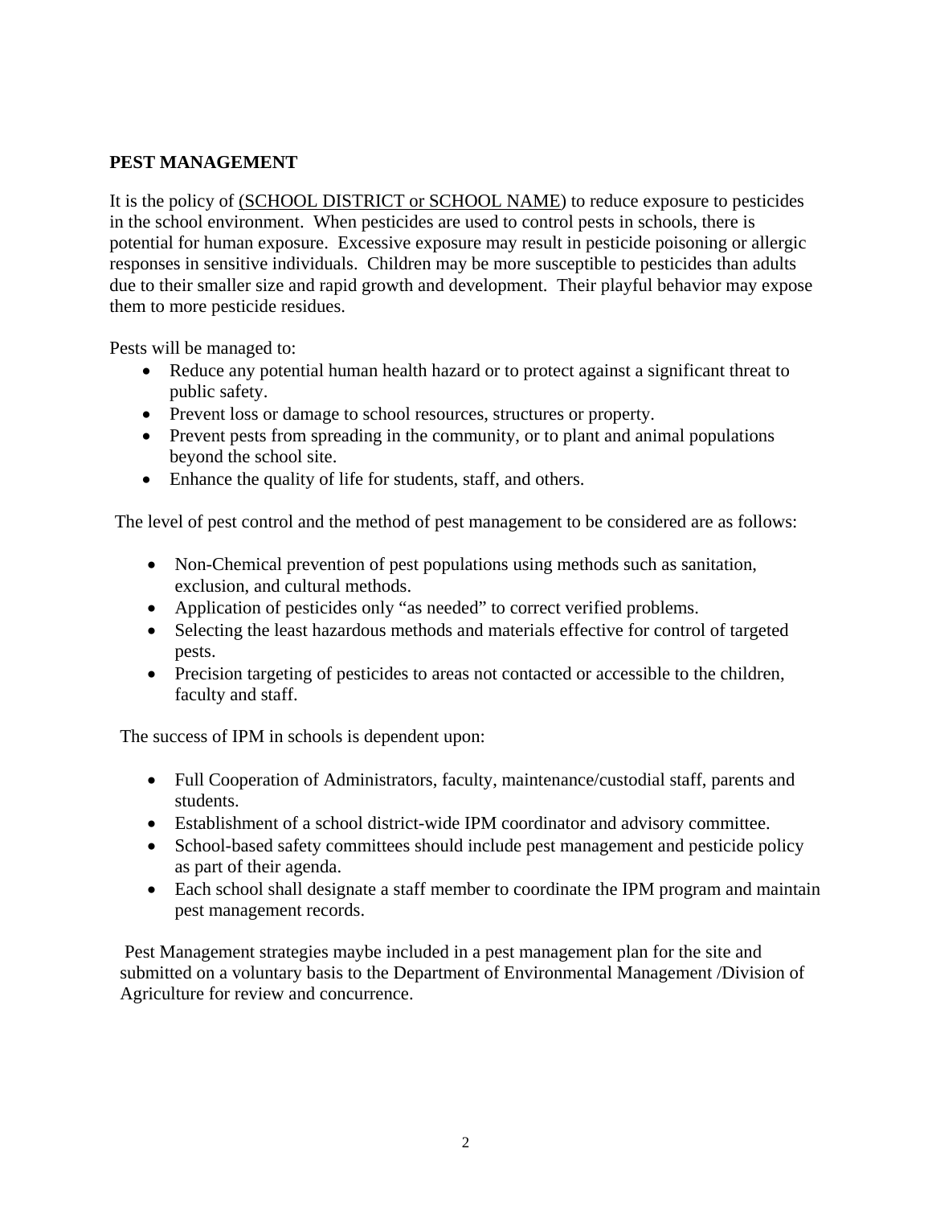## PEST MANAGEMENT

It is the policy of (SCHOOL DISTRICT or SCHOOL NAME) to reduce exposure to pesticides in the school environment. When pesticides are used to control pests in schools, there is potential for human exposure. Excessive exposure may result in pesticide poisoning or allergic responses in sensitive individuals. Children may be more susceptible to pesticides than adults due to their smaller size and rapid growth and development. Their playful behavior may expose them to more pesticide residues.

Pests will be managed to:

- Reduce any potential human health hazard or to protect against a significant threat to public safety.
- Prevent loss or damage to school resources, structures or property.
- Prevent pests from spreading in the community, or to plant and animal populations beyond the school site.
- Enhance the quality of life for students, staff, and others.

The level of pest control and the method of pest management to be considered are as follows:

- Non-Chemical prevention of pest populations using methods such as sanitation, exclusion, and cultural methods.
- Application of pesticides only "as needed" to correct verified problems.
- Selecting the least hazardous methods and materials effective for control of targeted pests.
- Precision targeting of pesticides to areas not contacted or accessible to the children, faculty and staff.

The success of IPM in schools is dependent upon:

- Full Cooperation of Administrators, faculty, maintenance/custodial staff, parents and students.
- Establishment of a school district-wide IPM coordinator and advisory committee.
- School-based safety committees should include pest management and pesticide policy as part of their agenda.
- Each school shall designate a staff member to coordinate the IPM program and maintain pest management records.

Pest Management strategies maybe included in a pest management plan for the site and submitted on a voluntary basis to the Department of Environmental Management /Division of Agriculture for review and concurrence.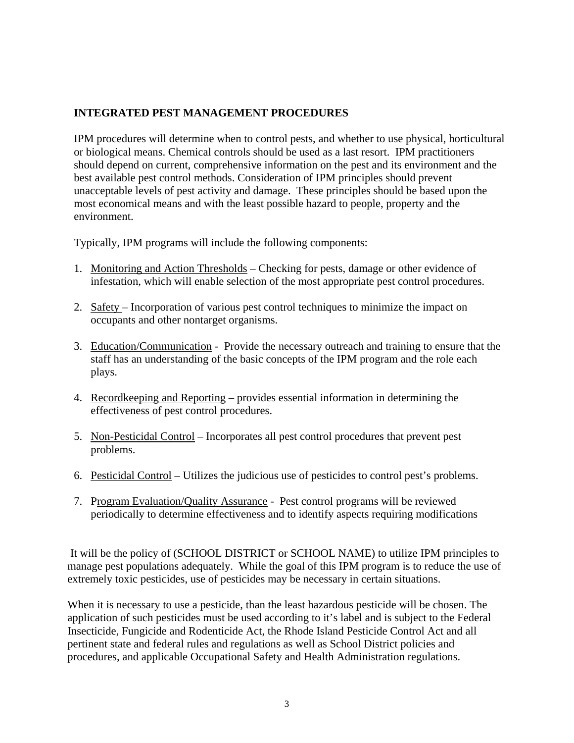**INTEGRATED PEST MANAGEMENT PROCEDURES**

IPM procedures will determine when to control pests, and whether to use physical, horticultural or biological means. Chemical controls should be used as a last resort. IPM practitioners should depend on current, comprehensive information on the pest and its environment and the best available pest control methods. Consideration of IPM principles should prevent unacceptable levels of pest activity and damage. These principles should be based upon the most economical means and with the least possible hazard to people, property and the environment.

Typically, IPM programs will include the following components:

1. <u>Monitoring and Action Thresholds</u> – Checking for pests, damage or other evidence of infestation, which will enable selection of the most appropriate pest control procedures.

2. <u>Safety</u> – Incorporation of various pest control techniques to minimize the impact on occupants and other nontarget organisms.

3. <u>Education/Communication</u> - Provide the necessary outreach and training to ensure that the staff has an understanding of the basic concepts of the IPM program and the role each plays.

4. <u>Recordkeeping and Reporting</u> – provides essential information in determining the effectiveness of pest control procedures.

5. <u>Non-Pesticidal Control</u> – Incorporates all pest control procedures that prevent pest problems.

6. <u>Pesticidal Control</u> – Utilizes the judicious use of pesticides to control pest's problems.

7. P<u>rogram Evaluation/Quality Assurance</u> - Pest control programs will be reviewed periodically to determine effectiveness and to identify aspects requiring modifications

It will be the policy of (SCHOOL DISTRICT or SCHOOL NAME) to utilize IPM principles to manage pest populations adequately. While the goal of this IPM program is to reduce the use of extremely toxic pesticides, use of pesticides may be necessary in certain situations.

When it is necessary to use a pesticide, than the least hazardous pesticide will be chosen. The application of such pesticides must be used according to it's label and is subject to the Federal Insecticide, Fungicide and Rodenticide Act, the Rhode Island Pesticide Control Act and all pertinent state and federal rules and regulations as well as School District policies and procedures, and applicable Occupational Safety and Health Administration regulations.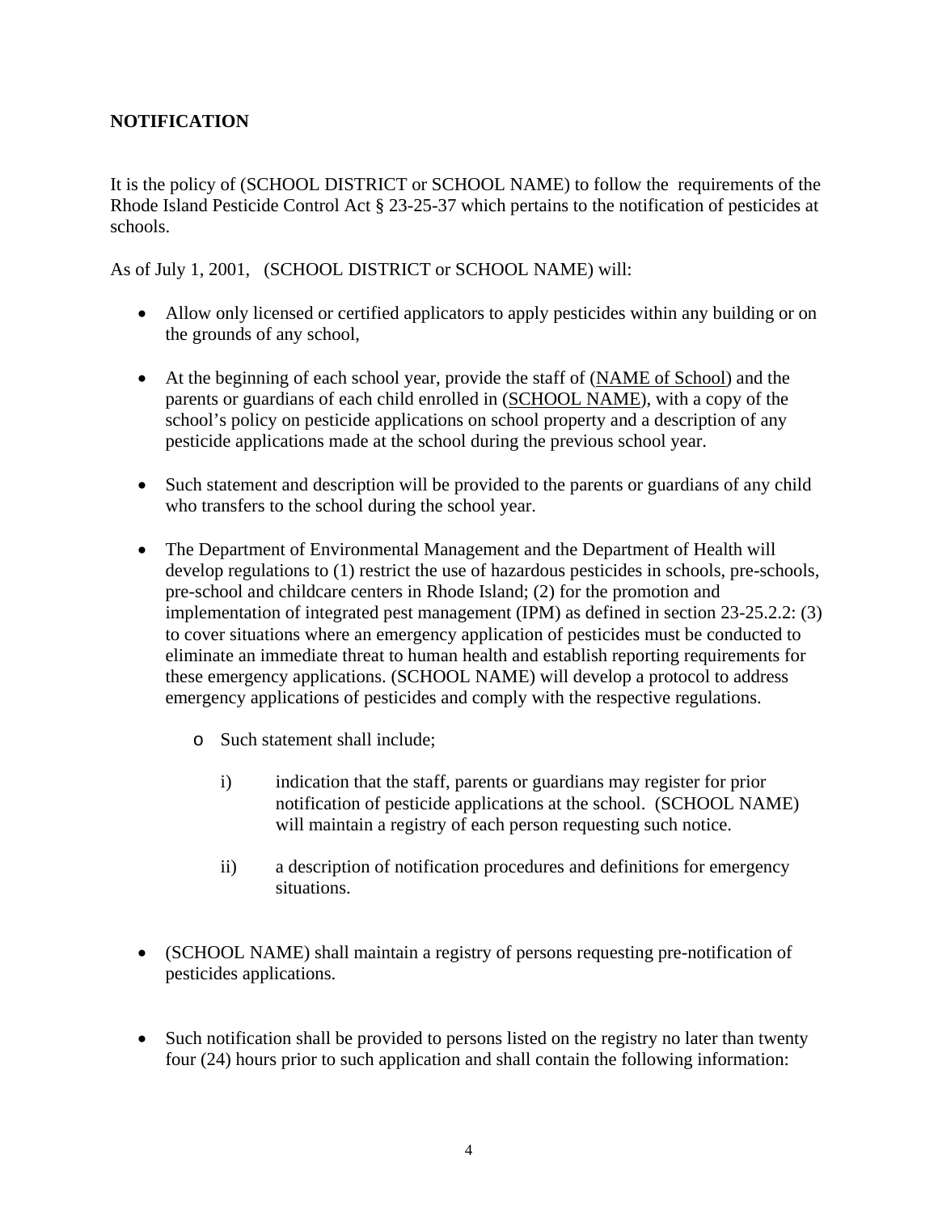**NOTIFICATION**

It is the policy of (SCHOOL DISTRICT or SCHOOL NAME) to follow the requirements of the Rhode Island Pesticide Control Act § 23-25-37 which pertains to the notification of pesticides at schools.

As of July 1, 2001, (SCHOOL DISTRICT or SCHOOL NAME) will:

- Allow only licensed or certified applicators to apply pesticides within any building or on the grounds of any school,
- At the beginning of each school year, provide the staff of (NAME of School) and the parents or guardians of each child enrolled in (SCHOOL NAME), with a copy of the school's policy on pesticide applications on school property and a description of any pesticide applications made at the school during the previous school year.
- Such statement and description will be provided to the parents or guardians of any child who transfers to the school during the school year.
- The Department of Environmental Management and the Department of Health will develop regulations to (1) restrict the use of hazardous pesticides in schools, pre-schools, pre-school and childcare centers in Rhode Island; (2) for the promotion and implementation of integrated pest management (IPM) as defined in section 23-25.2.2: (3) to cover situations where an emergency application of pesticides must be conducted to eliminate an immediate threat to human health and establish reporting requirements for these emergency applications. (SCHOOL NAME) will develop a protocol to address emergency applications of pesticides and comply with the respective regulations.
    - Such statement shall include;
        - i) indication that the staff, parents or guardians may register for prior notification of pesticide applications at the school. (SCHOOL NAME) will maintain a registry of each person requesting such notice.
        - ii) a description of notification procedures and definitions for emergency situations.
- (SCHOOL NAME) shall maintain a registry of persons requesting pre-notification of pesticides applications.
- Such notification shall be provided to persons listed on the registry no later than twenty four (24) hours prior to such application and shall contain the following information: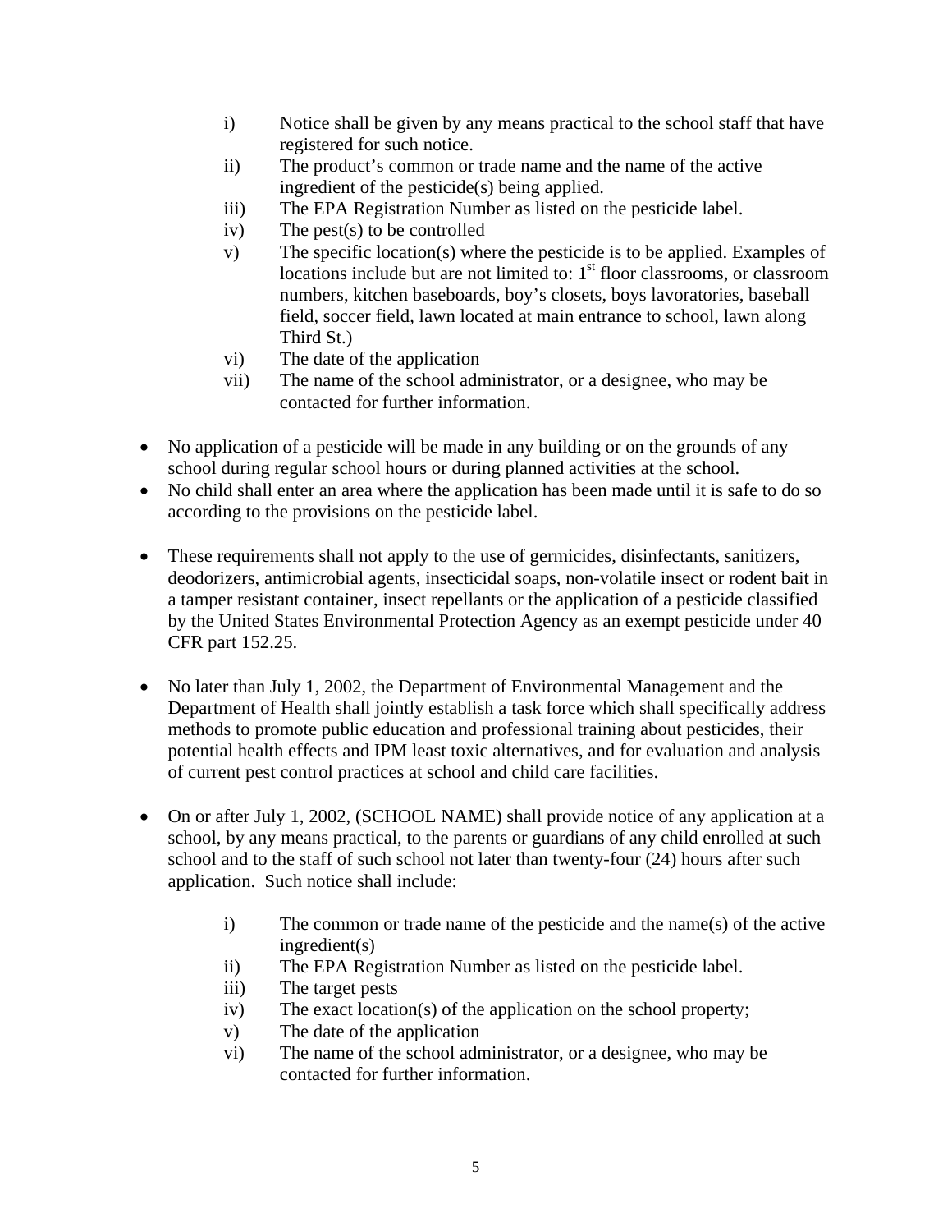i) Notice shall be given by any means practical to the school staff that have registered for such notice.
   ii) The product's common or trade name and the name of the active ingredient of the pesticide(s) being applied.
   iii) The EPA Registration Number as listed on the pesticide label.
   iv) The pest(s) to be controlled
   v) The specific location(s) where the pesticide is to be applied. Examples of locations include but are not limited to: 1st floor classrooms, or classroom numbers, kitchen baseboards, boy's closets, boys lavoratories, baseball field, soccer field, lawn located at main entrance to school, lawn along Third St.)
   vi) The date of the application
   vii) The name of the school administrator, or a designee, who may be contacted for further information.

- No application of a pesticide will be made in any building or on the grounds of any school during regular school hours or during planned activities at the school.
- No child shall enter an area where the application has been made until it is safe to do so according to the provisions on the pesticide label.

- These requirements shall not apply to the use of germicides, disinfectants, sanitizers, deodorizers, antimicrobial agents, insecticidal soaps, non-volatile insect or rodent bait in a tamper resistant container, insect repellants or the application of a pesticide classified by the United States Environmental Protection Agency as an exempt pesticide under 40 CFR part 152.25.

- No later than July 1, 2002, the Department of Environmental Management and the Department of Health shall jointly establish a task force which shall specifically address methods to promote public education and professional training about pesticides, their potential health effects and IPM least toxic alternatives, and for evaluation and analysis of current pest control practices at school and child care facilities.

- On or after July 1, 2002, (SCHOOL NAME) shall provide notice of any application at a school, by any means practical, to the parents or guardians of any child enrolled at such school and to the staff of such school not later than twenty-four (24) hours after such application. Such notice shall include:

   i) The common or trade name of the pesticide and the name(s) of the active ingredient(s)
   ii) The EPA Registration Number as listed on the pesticide label.
   iii) The target pests
   iv) The exact location(s) of the application on the school property;
   v) The date of the application
   vi) The name of the school administrator, or a designee, who may be contacted for further information.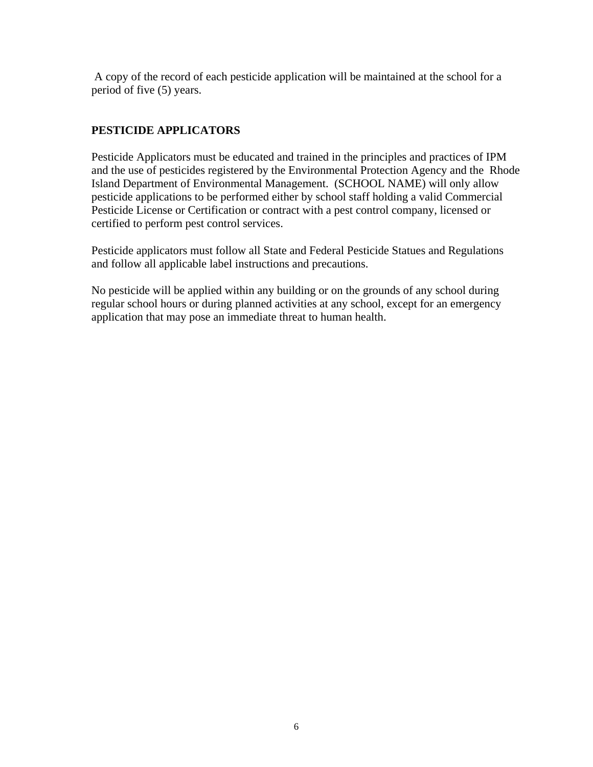A copy of the record of each pesticide application will be maintained at the school for a period of five (5) years.

**PESTICIDE APPLICATORS**

Pesticide Applicators must be educated and trained in the principles and practices of IPM and the use of pesticides registered by the Environmental Protection Agency and the Rhode Island Department of Environmental Management. (SCHOOL NAME) will only allow pesticide applications to be performed either by school staff holding a valid Commercial Pesticide License or Certification or contract with a pest control company, licensed or certified to perform pest control services.

Pesticide applicators must follow all State and Federal Pesticide Statues and Regulations and follow all applicable label instructions and precautions.

No pesticide will be applied within any building or on the grounds of any school during regular school hours or during planned activities at any school, except for an emergency application that may pose an immediate threat to human health.